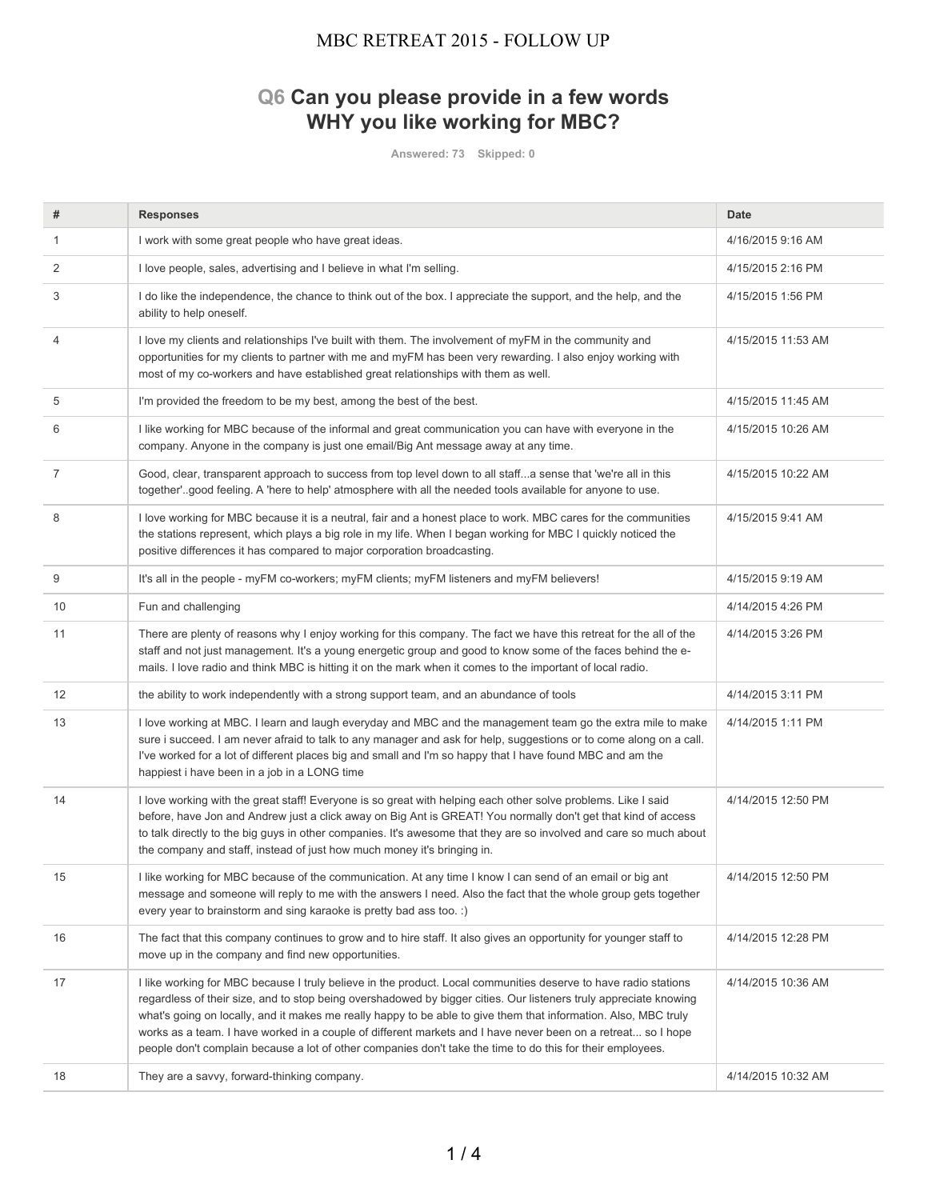# MBC RETREAT 2015 - FOLLOW UP

## Q6 Can you please provide in a few words WHY you like working for MBC?

Answered: 73 Skipped: 0

| # | Responses | Date |
|---|---|---|
| 1 | I work with some great people who have great ideas. | 4/16/2015 9:16 AM |
| 2 | I love people, sales, advertising and I believe in what I'm selling. | 4/15/2015 2:16 PM |
| 3 | I do like the independence, the chance to think out of the box. I appreciate the support, and the help, and the ability to help oneself. | 4/15/2015 1:56 PM |
| 4 | I love my clients and relationships I've built with them. The involvement of myFM in the community and opportunities for my clients to partner with me and myFM has been very rewarding. I also enjoy working with most of my co-workers and have established great relationships with them as well. | 4/15/2015 11:53 AM |
| 5 | I'm provided the freedom to be my best, among the best of the best. | 4/15/2015 11:45 AM |
| 6 | I like working for MBC because of the informal and great communication you can have with everyone in the company. Anyone in the company is just one email/Big Ant message away at any time. | 4/15/2015 10:26 AM |
| 7 | Good, clear, transparent approach to success from top level down to all staff...a sense that 'we're all in this together'..good feeling. A 'here to help' atmosphere with all the needed tools available for anyone to use. | 4/15/2015 10:22 AM |
| 8 | I love working for MBC because it is a neutral, fair and a honest place to work. MBC cares for the communities the stations represent, which plays a big role in my life. When I began working for MBC I quickly noticed the positive differences it has compared to major corporation broadcasting. | 4/15/2015 9:41 AM |
| 9 | It's all in the people - myFM co-workers; myFM clients; myFM listeners and myFM believers! | 4/15/2015 9:19 AM |
| 10 | Fun and challenging | 4/14/2015 4:26 PM |
| 11 | There are plenty of reasons why I enjoy working for this company. The fact we have this retreat for the all of the staff and not just management. It's a young energetic group and good to know some of the faces behind the e-mails. I love radio and think MBC is hitting it on the mark when it comes to the important of local radio. | 4/14/2015 3:26 PM |
| 12 | the ability to work independently with a strong support team, and an abundance of tools | 4/14/2015 3:11 PM |
| 13 | I love working at MBC. I learn and laugh everyday and MBC and the management team go the extra mile to make sure i succeed. I am never afraid to talk to any manager and ask for help, suggestions or to come along on a call. I've worked for a lot of different places big and small and I'm so happy that I have found MBC and am the happiest i have been in a job in a LONG time | 4/14/2015 1:11 PM |
| 14 | I love working with the great staff! Everyone is so great with helping each other solve problems. Like I said before, have Jon and Andrew just a click away on Big Ant is GREAT! You normally don't get that kind of access to talk directly to the big guys in other companies. It's awesome that they are so involved and care so much about the company and staff, instead of just how much money it's bringing in. | 4/14/2015 12:50 PM |
| 15 | I like working for MBC because of the communication. At any time I know I can send of an email or big ant message and someone will reply to me with the answers I need. Also the fact that the whole group gets together every year to brainstorm and sing karaoke is pretty bad ass too. :) | 4/14/2015 12:50 PM |
| 16 | The fact that this company continues to grow and to hire staff. It also gives an opportunity for younger staff to move up in the company and find new opportunities. | 4/14/2015 12:28 PM |
| 17 | I like working for MBC because I truly believe in the product. Local communities deserve to have radio stations regardless of their size, and to stop being overshadowed by bigger cities. Our listeners truly appreciate knowing what's going on locally, and it makes me really happy to be able to give them that information. Also, MBC truly works as a team. I have worked in a couple of different markets and I have never been on a retreat... so I hope people don't complain because a lot of other companies don't take the time to do this for their employees. | 4/14/2015 10:36 AM |
| 18 | They are a savvy, forward-thinking company. | 4/14/2015 10:32 AM |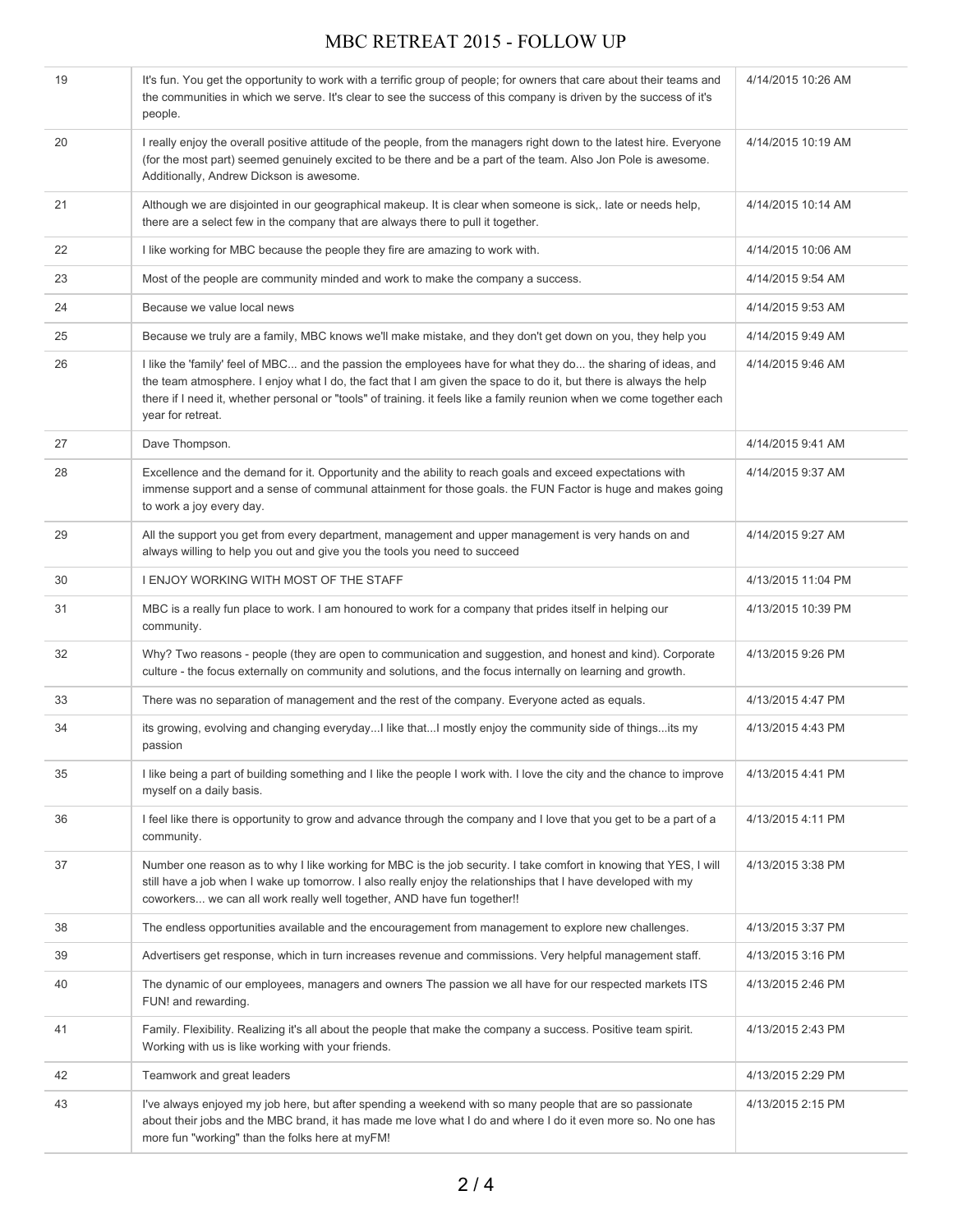| | | |
|---|---|---|
| 19 | It's fun. You get the opportunity to work with a terrific group of people; for owners that care about their teams and the communities in which we serve. It's clear to see the success of this company is driven by the success of it's people. | 4/14/2015 10:26 AM |
| 20 | I really enjoy the overall positive attitude of the people, from the managers right down to the latest hire. Everyone (for the most part) seemed genuinely excited to be there and be a part of the team. Also Jon Pole is awesome. Additionally, Andrew Dickson is awesome. | 4/14/2015 10:19 AM |
| 21 | Although we are disjointed in our geographical makeup. It is clear when someone is sick,. late or needs help, there are a select few in the company that are always there to pull it together. | 4/14/2015 10:14 AM |
| 22 | I like working for MBC because the people they fire are amazing to work with. | 4/14/2015 10:06 AM |
| 23 | Most of the people are community minded and work to make the company a success. | 4/14/2015 9:54 AM |
| 24 | Because we value local news | 4/14/2015 9:53 AM |
| 25 | Because we truly are a family, MBC knows we'll make mistake, and they don't get down on you, they help you | 4/14/2015 9:49 AM |
| 26 | I like the 'family' feel of MBC... and the passion the employees have for what they do... the sharing of ideas, and the team atmosphere. I enjoy what I do, the fact that I am given the space to do it, but there is always the help there if I need it, whether personal or "tools" of training. it feels like a family reunion when we come together each year for retreat. | 4/14/2015 9:46 AM |
| 27 | Dave Thompson. | 4/14/2015 9:41 AM |
| 28 | Excellence and the demand for it. Opportunity and the ability to reach goals and exceed expectations with immense support and a sense of communal attainment for those goals. the FUN Factor is huge and makes going to work a joy every day. | 4/14/2015 9:37 AM |
| 29 | All the support you get from every department, management and upper management is very hands on and always willing to help you out and give you the tools you need to succeed | 4/14/2015 9:27 AM |
| 30 | I ENJOY WORKING WITH MOST OF THE STAFF | 4/13/2015 11:04 PM |
| 31 | MBC is a really fun place to work. I am honoured to work for a company that prides itself in helping our community. | 4/13/2015 10:39 PM |
| 32 | Why? Two reasons - people (they are open to communication and suggestion, and honest and kind). Corporate culture - the focus externally on community and solutions, and the focus internally on learning and growth. | 4/13/2015 9:26 PM |
| 33 | There was no separation of management and the rest of the company. Everyone acted as equals. | 4/13/2015 4:47 PM |
| 34 | its growing, evolving and changing everyday...I like that...I mostly enjoy the community side of things...its my passion | 4/13/2015 4:43 PM |
| 35 | I like being a part of building something and I like the people I work with. I love the city and the chance to improve myself on a daily basis. | 4/13/2015 4:41 PM |
| 36 | I feel like there is opportunity to grow and advance through the company and I love that you get to be a part of a community. | 4/13/2015 4:11 PM |
| 37 | Number one reason as to why I like working for MBC is the job security. I take comfort in knowing that YES, I will still have a job when I wake up tomorrow. I also really enjoy the relationships that I have developed with my coworkers... we can all work really well together, AND have fun together!! | 4/13/2015 3:38 PM |
| 38 | The endless opportunities available and the encouragement from management to explore new challenges. | 4/13/2015 3:37 PM |
| 39 | Advertisers get response, which in turn increases revenue and commissions. Very helpful management staff. | 4/13/2015 3:16 PM |
| 40 | The dynamic of our employees, managers and owners The passion we all have for our respected markets ITS FUN! and rewarding. | 4/13/2015 2:46 PM |
| 41 | Family. Flexibility. Realizing it's all about the people that make the company a success. Positive team spirit. Working with us is like working with your friends. | 4/13/2015 2:43 PM |
| 42 | Teamwork and great leaders | 4/13/2015 2:29 PM |
| 43 | I've always enjoyed my job here, but after spending a weekend with so many people that are so passionate about their jobs and the MBC brand, it has made me love what I do and where I do it even more so. No one has more fun "working" than the folks here at myFM! | 4/13/2015 2:15 PM |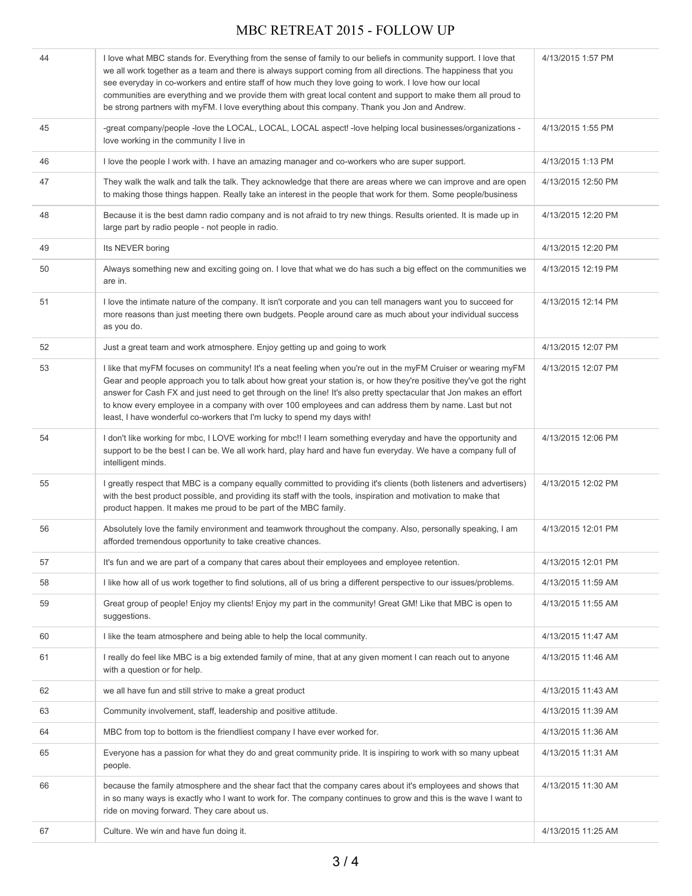| 44 | I love what MBC stands for. Everything from the sense of family to our beliefs in community support. I love that we all work together as a team and there is always support coming from all directions. The happiness that you see everyday in co-workers and entire staff of how much they love going to work. I love how our local communities are everything and we provide them with great local content and support to make them all proud to be strong partners with myFM. I love everything about this company. Thank you Jon and Andrew. | 4/13/2015 1:57 PM |
|---|---|---|
| 45 | -great company/people -love the LOCAL, LOCAL, LOCAL aspect! -love helping local businesses/organizations -love working in the community I live in | 4/13/2015 1:55 PM |
| 46 | I love the people I work with. I have an amazing manager and co-workers who are super support. | 4/13/2015 1:13 PM |
| 47 | They walk the walk and talk the talk. They acknowledge that there are areas where we can improve and are open to making those things happen. Really take an interest in the people that work for them. Some people/business | 4/13/2015 12:50 PM |
| 48 | Because it is the best damn radio company and is not afraid to try new things. Results oriented. It is made up in large part by radio people - not people in radio. | 4/13/2015 12:20 PM |
| 49 | Its NEVER boring | 4/13/2015 12:20 PM |
| 50 | Always something new and exciting going on. I love that what we do has such a big effect on the communities we are in. | 4/13/2015 12:19 PM |
| 51 | I love the intimate nature of the company. It isn't corporate and you can tell managers want you to succeed for more reasons than just meeting there own budgets. People around care as much about your individual success as you do. | 4/13/2015 12:14 PM |
| 52 | Just a great team and work atmosphere. Enjoy getting up and going to work | 4/13/2015 12:07 PM |
| 53 | I like that myFM focuses on community! It's a neat feeling when you're out in the myFM Cruiser or wearing myFM Gear and people approach you to talk about how great your station is, or how they're positive they've got the right answer for Cash FX and just need to get through on the line! It's also pretty spectacular that Jon makes an effort to know every employee in a company with over 100 employees and can address them by name. Last but not least, I have wonderful co-workers that I'm lucky to spend my days with! | 4/13/2015 12:07 PM |
| 54 | I don't like working for mbc, I LOVE working for mbc!! I learn something everyday and have the opportunity and support to be the best I can be. We all work hard, play hard and have fun everyday. We have a company full of intelligent minds. | 4/13/2015 12:06 PM |
| 55 | I greatly respect that MBC is a company equally committed to providing it's clients (both listeners and advertisers) with the best product possible, and providing its staff with the tools, inspiration and motivation to make that product happen. It makes me proud to be part of the MBC family. | 4/13/2015 12:02 PM |
| 56 | Absolutely love the family environment and teamwork throughout the company. Also, personally speaking, I am afforded tremendous opportunity to take creative chances. | 4/13/2015 12:01 PM |
| 57 | It's fun and we are part of a company that cares about their employees and employee retention. | 4/13/2015 12:01 PM |
| 58 | I like how all of us work together to find solutions, all of us bring a different perspective to our issues/problems. | 4/13/2015 11:59 AM |
| 59 | Great group of people! Enjoy my clients! Enjoy my part in the community! Great GM! Like that MBC is open to suggestions. | 4/13/2015 11:55 AM |
| 60 | I like the team atmosphere and being able to help the local community. | 4/13/2015 11:47 AM |
| 61 | I really do feel like MBC is a big extended family of mine, that at any given moment I can reach out to anyone with a question or for help. | 4/13/2015 11:46 AM |
| 62 | we all have fun and still strive to make a great product | 4/13/2015 11:43 AM |
| 63 | Community involvement, staff, leadership and positive attitude. | 4/13/2015 11:39 AM |
| 64 | MBC from top to bottom is the friendliest company I have ever worked for. | 4/13/2015 11:36 AM |
| 65 | Everyone has a passion for what they do and great community pride. It is inspiring to work with so many upbeat people. | 4/13/2015 11:31 AM |
| 66 | because the family atmosphere and the shear fact that the company cares about it's employees and shows that in so many ways is exactly who I want to work for. The company continues to grow and this is the wave I want to ride on moving forward. They care about us. | 4/13/2015 11:30 AM |
| 67 | Culture. We win and have fun doing it. | 4/13/2015 11:25 AM |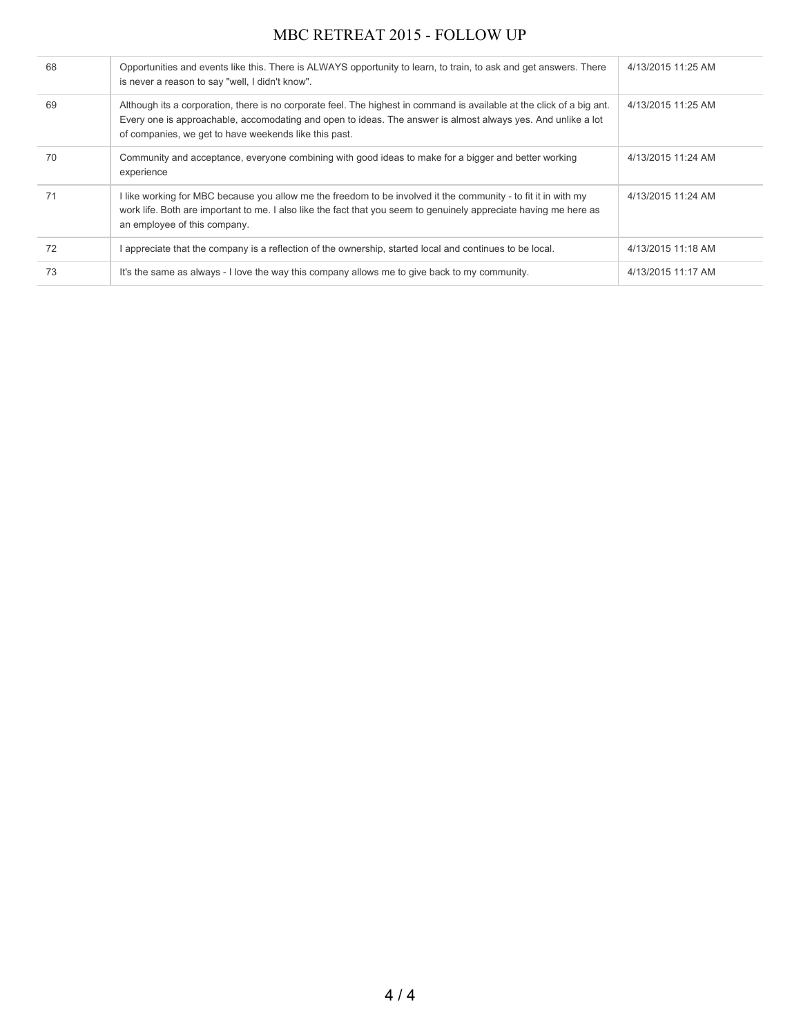| | | |
|---|---|---|
| 68 | Opportunities and events like this. There is ALWAYS opportunity to learn, to train, to ask and get answers. There is never a reason to say "well, I didn't know". | 4/13/2015 11:25 AM |
| 69 | Although its a corporation, there is no corporate feel. The highest in command is available at the click of a big ant. Every one is approachable, accomodating and open to ideas. The answer is almost always yes. And unlike a lot of companies, we get to have weekends like this past. | 4/13/2015 11:25 AM |
| 70 | Community and acceptance, everyone combining with good ideas to make for a bigger and better working experience | 4/13/2015 11:24 AM |
| 71 | I like working for MBC because you allow me the freedom to be involved it the community - to fit it in with my work life. Both are important to me. I also like the fact that you seem to genuinely appreciate having me here as an employee of this company. | 4/13/2015 11:24 AM |
| 72 | I appreciate that the company is a reflection of the ownership, started local and continues to be local. | 4/13/2015 11:18 AM |
| 73 | It's the same as always - I love the way this company allows me to give back to my community. | 4/13/2015 11:17 AM |